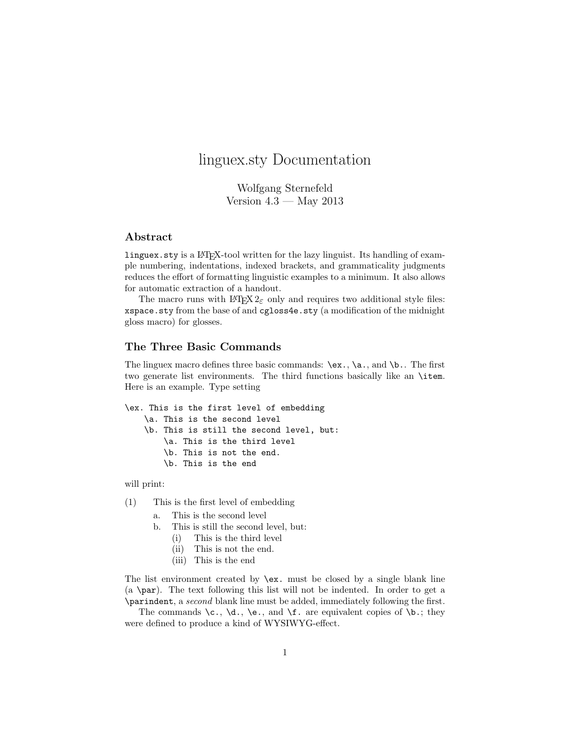# linguex.sty Documentation

Wolfgang Sternefeld
Version 4.3 — May 2013

## Abstract

`linguex.sty` is a LaTeX-tool written for the lazy linguist. Its handling of example numbering, indentations, indexed brackets, and grammaticality judgments reduces the effort of formatting linguistic examples to a minimum. It also allows for automatic extraction of a handout.

The macro runs with LaTeX 2$_\varepsilon$ only and requires two additional style files: `xspace.sty` from the base of and `cgloss4e.sty` (a modification of the midnight gloss macro) for glosses.

## The Three Basic Commands

The linguex macro defines three basic commands: `\ex.`, `\a.`, and `\b.`. The first two generate list environments. The third functions basically like an `\item`. Here is an example. Type setting

```
\ex. This is the first level of embedding
    \a. This is the second level
    \b. This is still the second level, but:
        \a. This is the third level
        \b. This is not the end.
        \b. This is the end
```

will print:

(1) This is the first level of embedding
- a. This is the second level
- b. This is still the second level, but:
  - (i) This is the third level
  - (ii) This is not the end.
  - (iii) This is the end

The list environment created by `\ex.` must be closed by a single blank line (a `\par`). The text following this list will not be indented. In order to get a `\parindent`, a *second* blank line must be added, immediately following the first.

The commands `\c.`, `\d.`, `\e.`, and `\f.` are equivalent copies of `\b.`; they were defined to produce a kind of WYSIWYG-effect.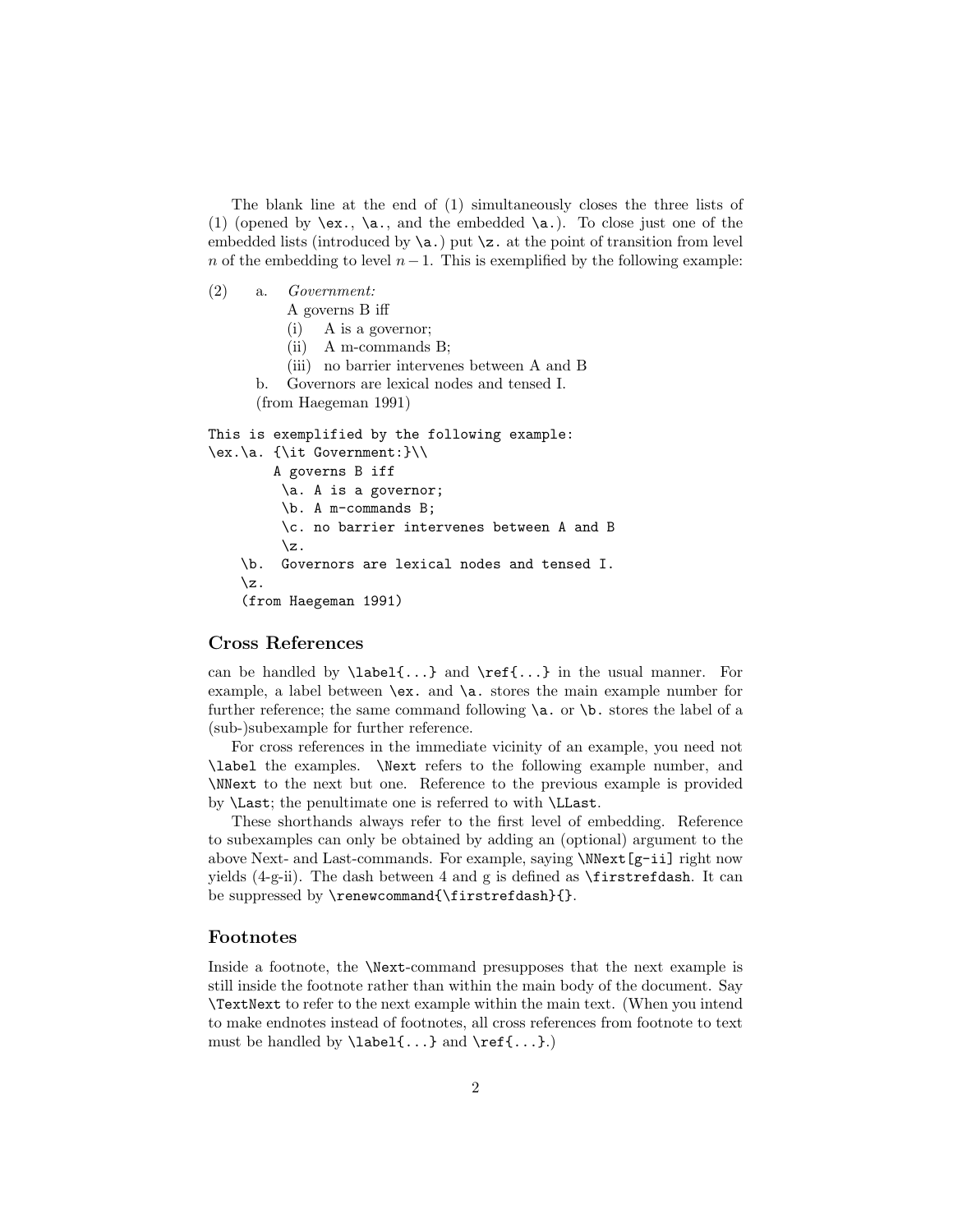The blank line at the end of (1) simultaneously closes the three lists of (1) (opened by `\ex.`, `\a.`, and the embedded `\a.`). To close just one of the embedded lists (introduced by `\a.`) put `\z.` at the point of transition from level $n$ of the embedding to level $n-1$. This is exemplified by the following example:

(2) a. *Government:*
A governs B iff
(i) A is a governor;
(ii) A m-commands B;
(iii) no barrier intervenes between A and B
b. Governors are lexical nodes and tensed I.
(from Haegeman 1991)

```
This is exemplified by the following example:
\ex.\a. {\it Government:}\\
        A governs B iff
         \a. A is a governor;
         \b. A m-commands B;
         \c. no barrier intervenes between A and B
         \z.
    \b.  Governors are lexical nodes and tensed I.
    \z.
    (from Haegeman 1991)
```

### Cross References

can be handled by `\label{...}` and `\ref{...}` in the usual manner. For example, a label between `\ex.` and `\a.` stores the main example number for further reference; the same command following `\a.` or `\b.` stores the label of a (sub-)subexample for further reference.

For cross references in the immediate vicinity of an example, you need not `\label` the examples. `\Next` refers to the following example number, and `\NNext` to the next but one. Reference to the previous example is provided by `\Last`; the penultimate one is referred to with `\LLast`.

These shorthands always refer to the first level of embedding. Reference to subexamples can only be obtained by adding an (optional) argument to the above Next- and Last-commands. For example, saying `\NNext[g-ii]` right now yields (4-g-ii). The dash between 4 and g is defined as `\firstrefdash`. It can be suppressed by `\renewcommand{\firstrefdash}{}`.

### Footnotes

Inside a footnote, the `\Next`-command presupposes that the next example is still inside the footnote rather than within the main body of the document. Say `\TextNext` to refer to the next example within the main text. (When you intend to make endnotes instead of footnotes, all cross references from footnote to text must be handled by `\label{...}` and `\ref{...}`.)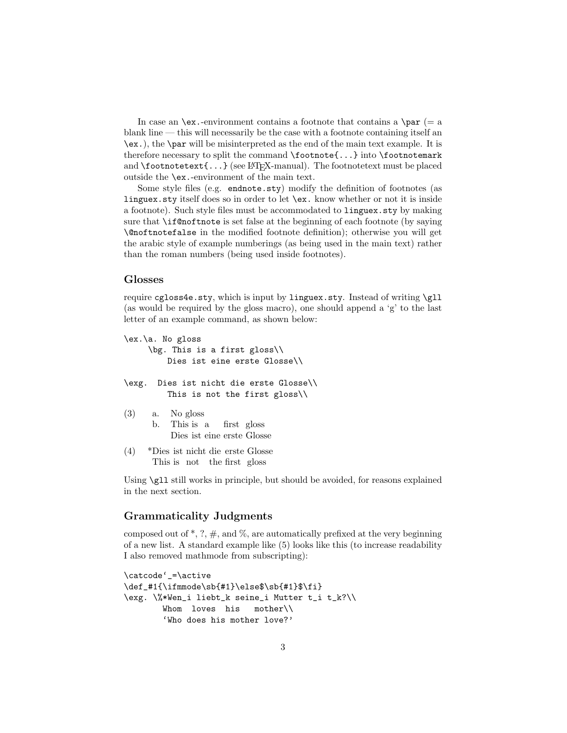In case an `\ex.`-environment contains a footnote that contains a `\par` (= a blank line — this will necessarily be the case with a footnote containing itself an `\ex.`), the `\par` will be misinterpreted as the end of the main text example. It is therefore necessary to split the command `\footnote{...}` into `\footnotemark` and `\footnotetext{...}` (see LaTeX-manual). The footnotetext must be placed outside the `\ex.`-environment of the main text.

Some style files (e.g. `endnote.sty`) modify the definition of footnotes (as `linguex.sty` itself does so in order to let `\ex.` know whether or not it is inside a footnote). Such style files must be accommodated to `linguex.sty` by making sure that `\if@noftnote` is set false at the beginning of each footnote (by saying `\@noftnotefalse` in the modified footnote definition); otherwise you will get the arabic style of example numberings (as being used in the main text) rather than the roman numbers (being used inside footnotes).

### Glosses

require `cgloss4e.sty`, which is input by `linguex.sty`. Instead of writing `\gll` (as would be required by the gloss macro), one should append a 'g' to the last letter of an example command, as shown below:

```
\ex.\a. No gloss
     \bg. This is a first gloss\\
         Dies ist eine erste Glosse\\

\exg.  Dies ist nicht die erste Glosse\\
         This is not the first gloss\\
```

(3) a. No gloss
    b. This is a first gloss
       Dies ist eine erste Glosse

(4) *Dies ist nicht die erste Glosse
     This is not the first gloss

Using `\gll` still works in principle, but should be avoided, for reasons explained in the next section.

### Grammaticality Judgments

composed out of *, ?, #, and %, are automatically prefixed at the very beginning of a new list. A standard example like (5) looks like this (to increase readability I also removed mathmode from subscripting):

```
\catcode`_=\active
\def_#1{\ifmmode\sb{#1}\else$\sb{#1}$\fi}
\exg. \%*Wen_i liebt_k seine_i Mutter t_i t_k?\\
        Whom  loves  his   mother\\
        `Who does his mother love?'
```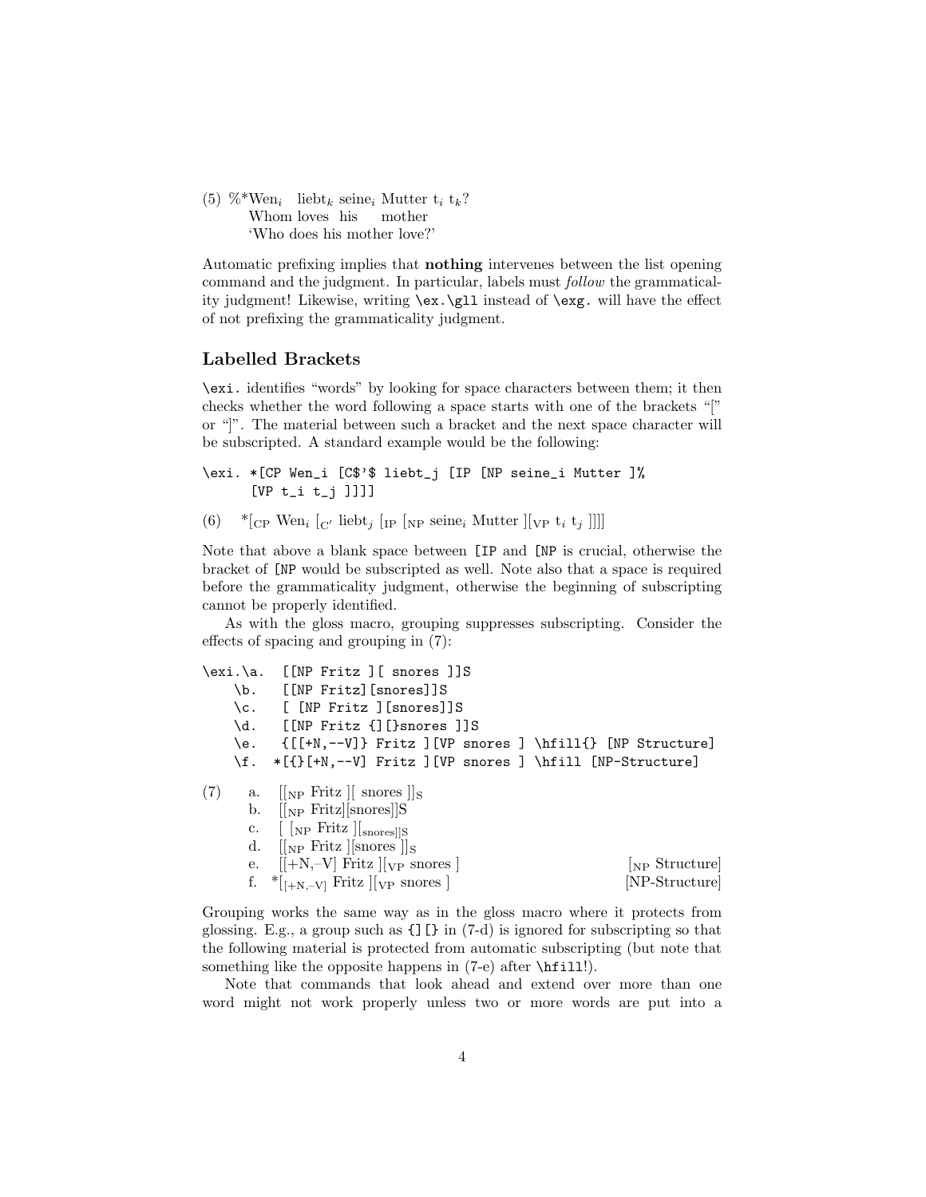(5) %*Wen$_i$ liebt$_k$ seine$_i$ Mutter t$_i$ t$_k$?
  Whom loves his mother
  'Who does his mother love?'

Automatic prefixing implies that **nothing** intervenes between the list opening command and the judgment. In particular, labels must *follow* the grammaticality judgment! Likewise, writing `\ex.\gll` instead of `\exg.` will have the effect of not prefixing the grammaticality judgment.

### Labelled Brackets

`\exi.` identifies "words" by looking for space characters between them; it then checks whether the word following a space starts with one of the brackets "[" or "]". The material between such a bracket and the next space character will be subscripted. A standard example would be the following:

```
\exi. *[CP Wen_i [C$'$ liebt_j [IP [NP seine_i Mutter ]%
      [VP t_i t_j ]]]]
```

(6) *[$_{\text{CP}}$ Wen$_i$ [$_{\text{C}'}$ liebt$_j$ [$_{\text{IP}}$ [$_{\text{NP}}$ seine$_i$ Mutter ][$_{\text{VP}}$ t$_i$ t$_j$ ]]]]

Note that above a blank space between `[IP` and `[NP` is crucial, otherwise the bracket of `[NP` would be subscripted as well. Note also that a space is required before the grammaticality judgment, otherwise the beginning of subscripting cannot be properly identified.

As with the gloss macro, grouping suppresses subscripting. Consider the effects of spacing and grouping in (7):

```
\exi.\a.  [[NP Fritz ][ snores ]]S
    \b.   [[NP Fritz][snores]]S
    \c.   [ [NP Fritz ][snores]]S
    \d.   [[NP Fritz {][}snores ]]S
    \e.   {[[+N,--V]} Fritz ][VP snores ] \hfill{} [NP Structure]
    \f.  *[{}[+N,--V] Fritz ][VP snores ] \hfill [NP-Structure]
```

(7)
  a. [[$_{\text{NP}}$ Fritz ][ snores ]]$_{\text{S}}$
  b. [[$_{\text{NP}}$ Fritz][snores]]S
  c. [ [$_{\text{NP}}$ Fritz ][$_{\text{snores]]S}}$
  d. [[$_{\text{NP}}$ Fritz ][snores ]]$_{\text{S}}$
  e. [[+N,–V] Fritz ][$_{\text{VP}}$ snores ] [$_{\text{NP}}$ Structure]
  f. *[$_{\text{[+N,–V]}}$ Fritz ][$_{\text{VP}}$ snores ] [NP-Structure]

Grouping works the same way as in the gloss macro where it protects from glossing. E.g., a group such as `{][}` in (7-d) is ignored for subscripting so that the following material is protected from automatic subscripting (but note that something like the opposite happens in (7-e) after `\hfill`!).

Note that commands that look ahead and extend over more than one word might not work properly unless two or more words are put into a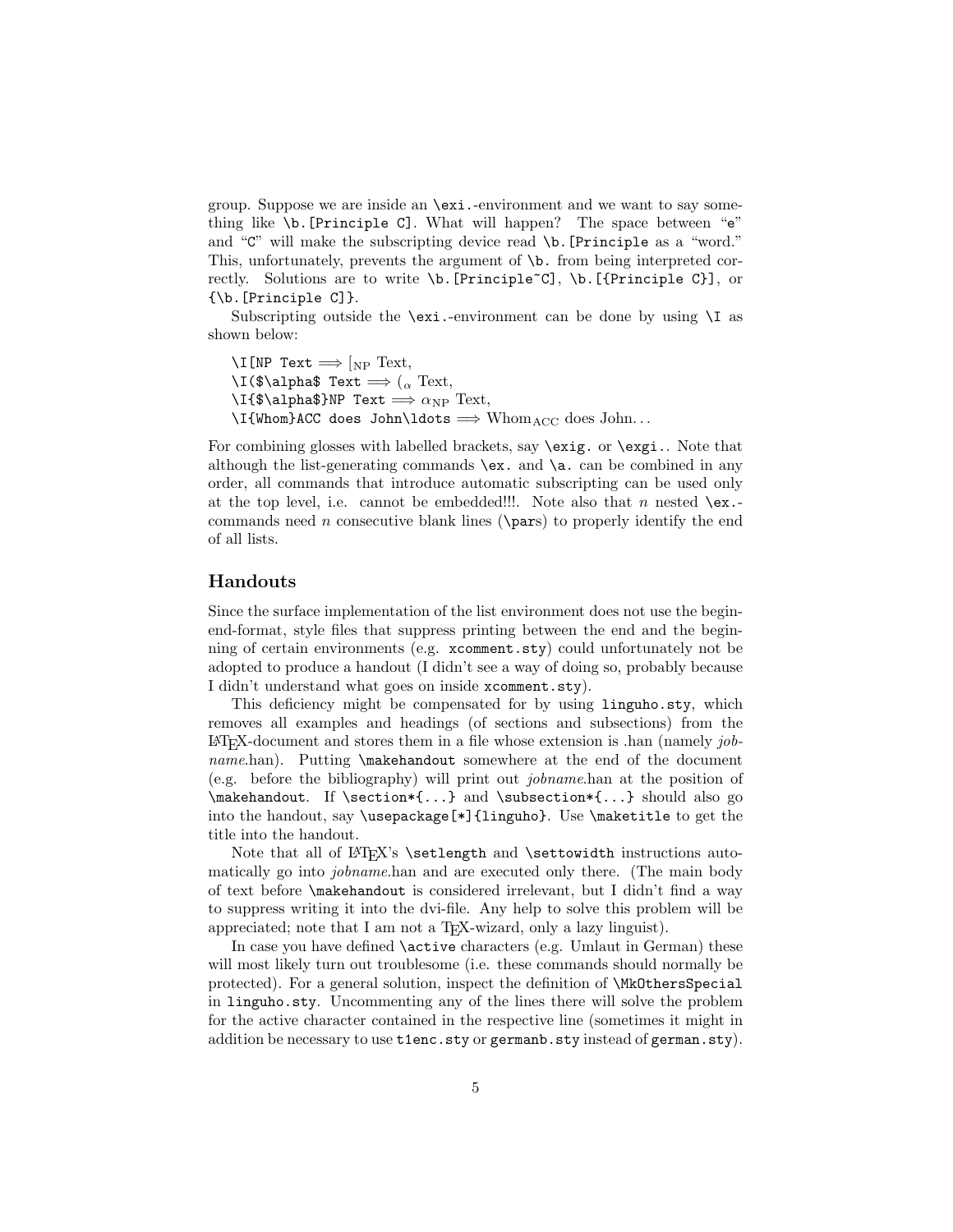group. Suppose we are inside an `\exi.`-environment and we want to say something like `\b.[Principle C]`. What will happen? The space between "`e`" and "`C`" will make the subscripting device read `\b.[Principle` as a "word." This, unfortunately, prevents the argument of `\b.` from being interpreted correctly. Solutions are to write `\b.[Principle~C]`, `\b.[{Principle C}]`, or `{\b.[Principle C]}`.

Subscripting outside the `\exi.`-environment can be done by using `\I` as shown below:

`\I[NP Text` $\Longrightarrow$ $[_{\rm NP}$ Text,
`\I($\alpha$ Text` $\Longrightarrow$ $(_\alpha$ Text,
`\I{$\alpha$}NP Text` $\Longrightarrow$ $\alpha_{\rm NP}$ Text,
`\I{Whom}ACC does John\ldots` $\Longrightarrow$ Whom$_{\rm ACC}$ does John...

For combining glosses with labelled brackets, say `\exig.` or `\exgi.`. Note that although the list-generating commands `\ex.` and `\a.` can be combined in any order, all commands that introduce automatic subscripting can be used only at the top level, i.e. cannot be embedded!!!. Note also that *n* nested `\ex.`-commands need *n* consecutive blank lines (`\par`s) to properly identify the end of all lists.

## Handouts

Since the surface implementation of the list environment does not use the begin-end-format, style files that suppress printing between the end and the beginning of certain environments (e.g. `xcomment.sty`) could unfortunately not be adopted to produce a handout (I didn't see a way of doing so, probably because I didn't understand what goes on inside `xcomment.sty`).

This deficiency might be compensated for by using `linguho.sty`, which removes all examples and headings (of sections and subsections) from the LaTeX-document and stores them in a file whose extension is .han (namely *jobname*.han). Putting `\makehandout` somewhere at the end of the document (e.g. before the bibliography) will print out *jobname*.han at the position of `\makehandout`. If `\section*{...}` and `\subsection*{...}` should also go into the handout, say `\usepackage[*]{linguho}`. Use `\maketitle` to get the title into the handout.

Note that all of LaTeX's `\setlength` and `\settowidth` instructions automatically go into *jobname*.han and are executed only there. (The main body of text before `\makehandout` is considered irrelevant, but I didn't find a way to suppress writing it into the dvi-file. Any help to solve this problem will be appreciated; note that I am not a TeX-wizard, only a lazy linguist).

In case you have defined `\active` characters (e.g. Umlaut in German) these will most likely turn out troublesome (i.e. these commands should normally be protected). For a general solution, inspect the definition of `\MkOthersSpecial` in `linguho.sty`. Uncommenting any of the lines there will solve the problem for the active character contained in the respective line (sometimes it might in addition be necessary to use `t1enc.sty` or `germanb.sty` instead of `german.sty`).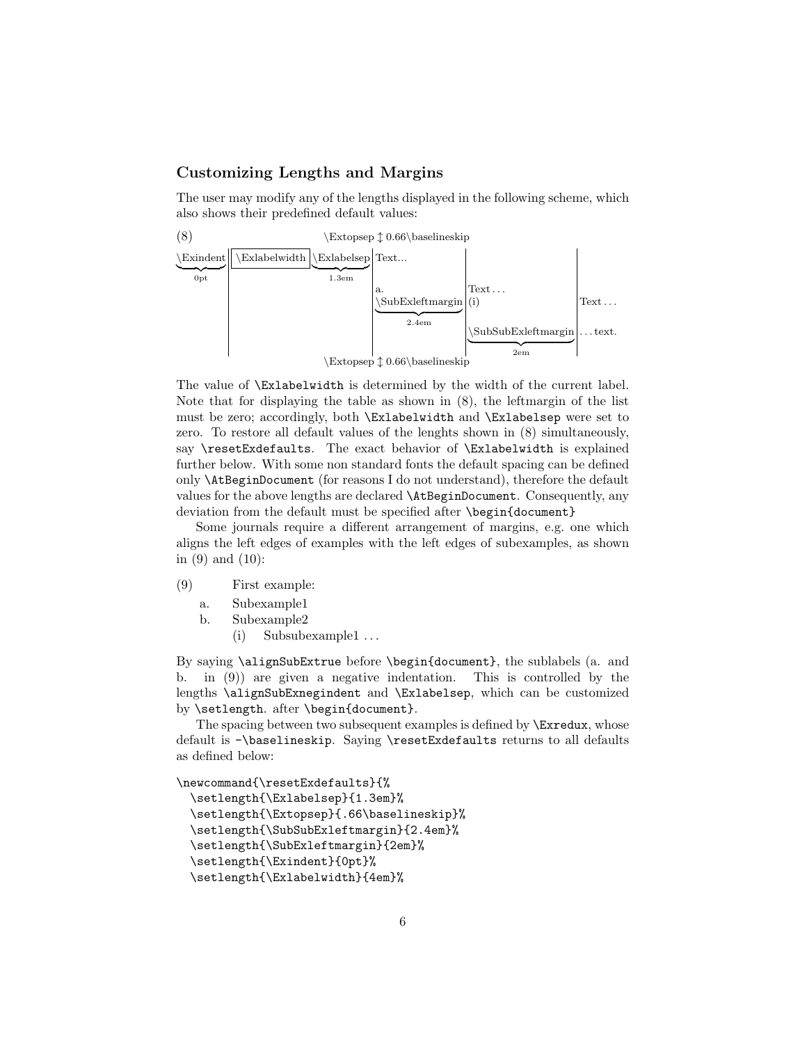### Customizing Lengths and Margins

The user may modify any of the lengths displayed in the following scheme, which also shows their predefined default values:

(8) \Extopsep ↕ 0.66\baselineskip

\Exindent (0pt) | \Exlabelwidth | \Exlabelsep (1.3em) | Text...

a. \SubExleftmargin (2.4em) | Text ...

(i) \SubSubExleftmargin (2em) | Text ... ...text.

\Extopsep ↕ 0.66\baselineskip

The value of `\Exlabelwidth` is determined by the width of the current label. Note that for displaying the table as shown in (8), the leftmargin of the list must be zero; accordingly, both `\Exlabelwidth` and `\Exlabelsep` were set to zero. To restore all default values of the lenghts shown in (8) simultaneously, say `\resetExdefaults`. The exact behavior of `\Exlabelwidth` is explained further below. With some non standard fonts the default spacing can be defined only `\AtBeginDocument` (for reasons I do not understand), therefore the default values for the above lengths are declared `\AtBeginDocument`. Consequently, any deviation from the default must be specified after `\begin{document}`

Some journals require a different arrangement of margins, e.g. one which aligns the left edges of examples with the left edges of subexamples, as shown in (9) and (10):

(9) First example:
   a. Subexample1
   b. Subexample2
      (i) Subsubexample1 ...

By saying `\alignSubExtrue` before `\begin{document}`, the sublabels (a. and b. in (9)) are given a negative indentation. This is controlled by the lengths `\alignSubExnegindent` and `\Exlabelsep`, which can be customized by `\setlength`. after `\begin{document}`.

The spacing between two subsequent examples is defined by `\Exredux`, whose default is `-\baselineskip`. Saying `\resetExdefaults` returns to all defaults as defined below:

```
\newcommand{\resetExdefaults}{%
  \setlength{\Exlabelsep}{1.3em}%
  \setlength{\Extopsep}{.66\baselineskip}%
  \setlength{\SubSubExleftmargin}{2.4em}%
  \setlength{\SubExleftmargin}{2em}%
  \setlength{\Exindent}{0pt}%
  \setlength{\Exlabelwidth}{4em}%
```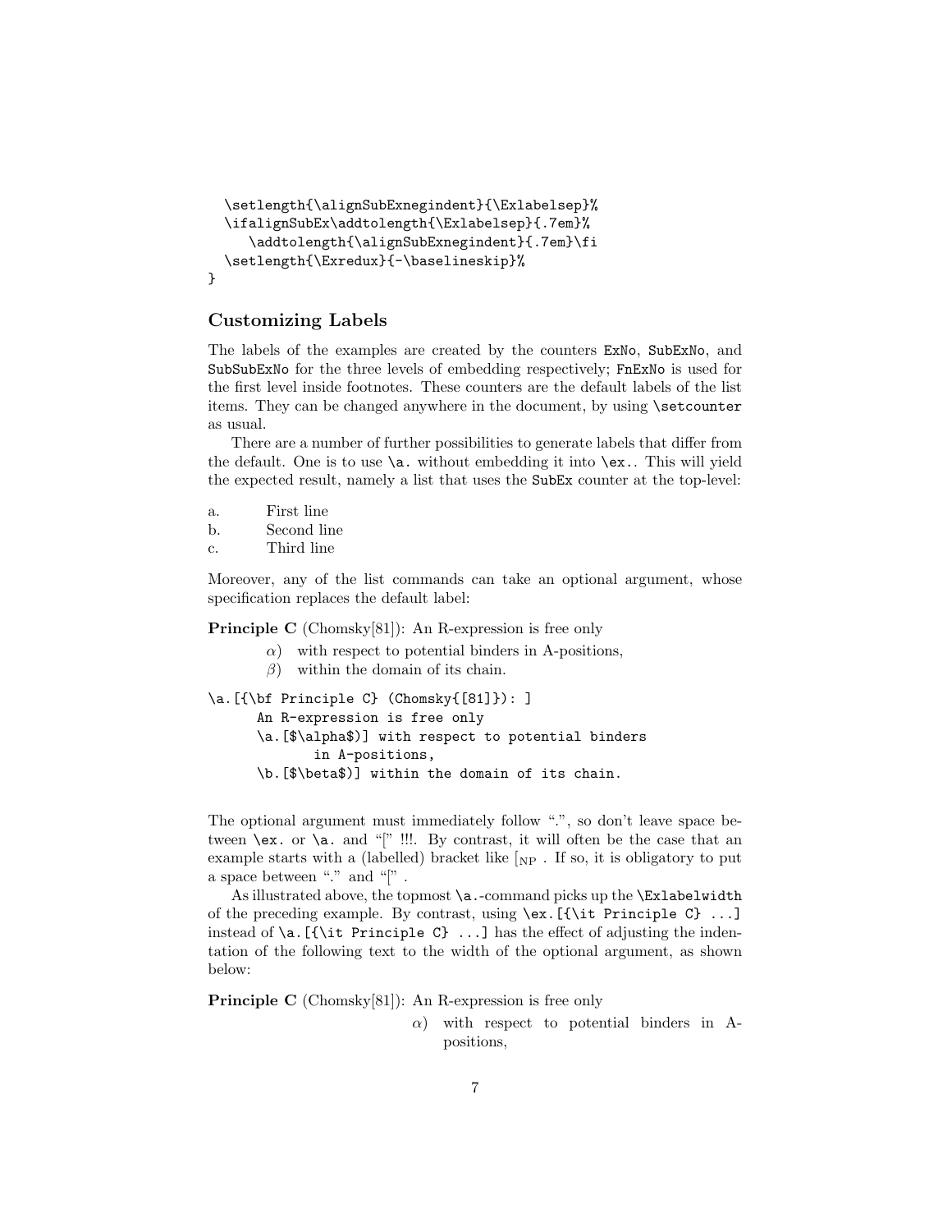```
  \setlength{\alignSubExnegindent}{\Exlabelsep}%
  \ifalignSubEx\addtolength{\Exlabelsep}{.7em}%
     \addtolength{\alignSubExnegindent}{.7em}\fi
  \setlength{\Exredux}{-\baselineskip}%
}
```

### Customizing Labels

The labels of the examples are created by the counters `ExNo`, `SubExNo`, and `SubSubExNo` for the three levels of embedding respectively; `FnExNo` is used for the first level inside footnotes. These counters are the default labels of the list items. They can be changed anywhere in the document, by using `\setcounter` as usual.

There are a number of further possibilities to generate labels that differ from the default. One is to use `\a.` without embedding it into `\ex.`. This will yield the expected result, namely a list that uses the `SubEx` counter at the top-level:

a. First line
b. Second line
c. Third line

Moreover, any of the list commands can take an optional argument, whose specification replaces the default label:

**Principle C** (Chomsky[81]): An R-expression is free only

  $\alpha$) with respect to potential binders in A-positions,
  $\beta$) within the domain of its chain.

```
\a.[{\bf Principle C} (Chomsky{[81]}): ]
      An R-expression is free only
      \a.[$\alpha$)] with respect to potential binders
            in A-positions,
      \b.[$\beta$)] within the domain of its chain.
```

The optional argument must immediately follow ".", so don't leave space between `\ex.` or `\a.` and "[" !!!. By contrast, it will often be the case that an example starts with a (labelled) bracket like $[_{NP}$ . If so, it is obligatory to put a space between "." and "[" .

As illustrated above, the topmost `\a.`-command picks up the `\Exlabelwidth` of the preceding example. By contrast, using `\ex.[{\it Principle C} ...]` instead of `\a.[{\it Principle C} ...]` has the effect of adjusting the indentation of the following text to the width of the optional argument, as shown below:

**Principle C** (Chomsky[81]): An R-expression is free only

  $\alpha$) with respect to potential binders in A-positions,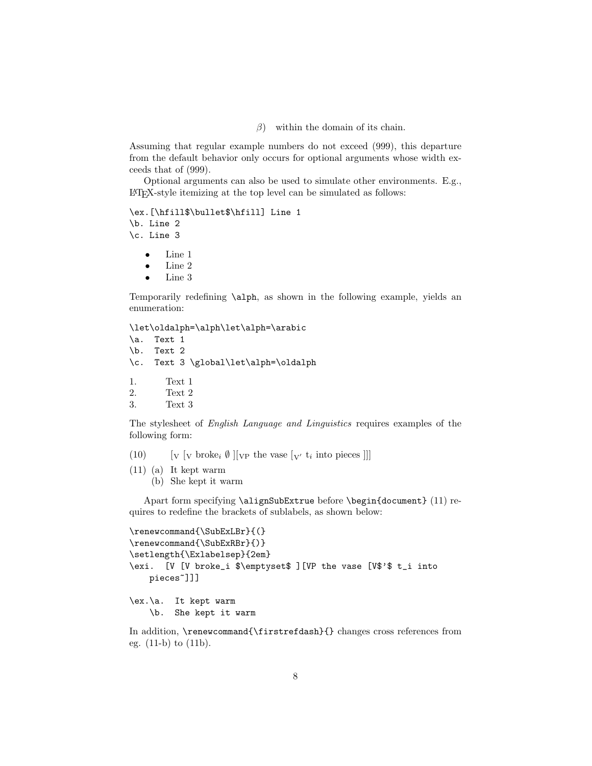$\beta$)   within the domain of its chain.

Assuming that regular example numbers do not exceed (999), this departure from the default behavior only occurs for optional arguments whose width exceeds that of (999).

Optional arguments can also be used to simulate other environments. E.g., LaTeX-style itemizing at the top level can be simulated as follows:

```
\ex.[\hfill$\bullet$\hfill] Line 1
\b. Line 2
\c. Line 3
```

- Line 1
- Line 2
- Line 3

Temporarily redefining `\alph`, as shown in the following example, yields an enumeration:

```
\let\oldalph=\alph\let\alph=\arabic
\a.  Text 1
\b.  Text 2
\c.  Text 3 \global\let\alph=\oldalph
```

1. Text 1
2. Text 2
3. Text 3

The stylesheet of *English Language and Linguistics* requires examples of the following form:

(10)   [$_{\text{V}}$ [$_{\text{V}}$ broke$_i$ $\emptyset$ ][$_{\text{VP}}$ the vase [$_{\text{V}'}$ t$_i$ into pieces ]]]

(11) (a) It kept warm
     (b) She kept it warm

Apart form specifying `\alignSubExtrue` before `\begin{document}` (11) requires to redefine the brackets of sublabels, as shown below:

```
\renewcommand{\SubExLBr}{(}
\renewcommand{\SubExRBr}{)}
\setlength{\Exlabelsep}{2em}
\exi.  [V [V broke_i $\emptyset$ ][VP the vase [V$'$ t_i into
    pieces~]]]

\ex.\a.  It kept warm
    \b.  She kept it warm
```

In addition, `\renewcommand{\firstrefdash}{}` changes cross references from eg. (11-b) to (11b).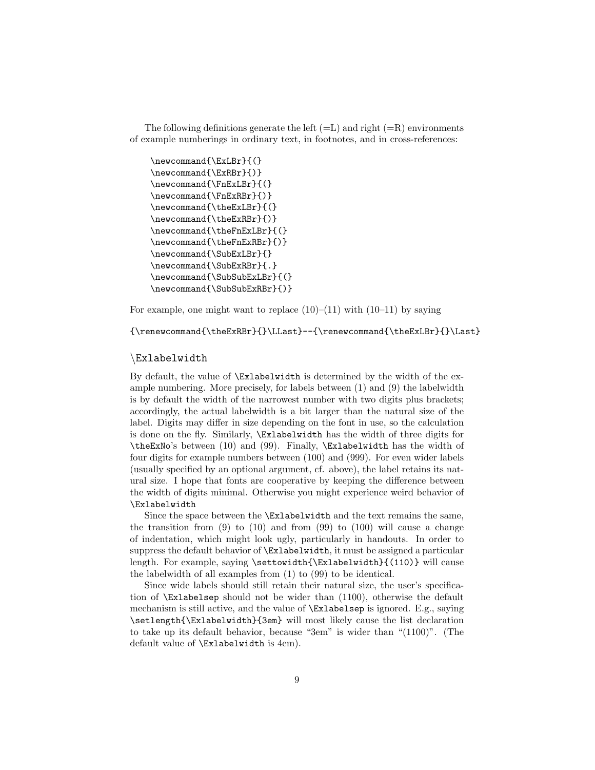The following definitions generate the left (=L) and right (=R) environments of example numberings in ordinary text, in footnotes, and in cross-references:

```
\newcommand{\ExLBr}{(}
\newcommand{\ExRBr}{)}
\newcommand{\FnExLBr}{(}
\newcommand{\FnExRBr}{)}
\newcommand{\theExLBr}{(}
\newcommand{\theExRBr}{)}
\newcommand{\theFnExLBr}{(}
\newcommand{\theFnExRBr}{)}
\newcommand{\SubExLBr}{}
\newcommand{\SubExRBr}{.}
\newcommand{\SubSubExLBr}{(}
\newcommand{\SubSubExRBr}{)}
```

For example, one might want to replace (10)–(11) with (10–11) by saying

```
{\renewcommand{\theExRBr}{}\LLast}--{\renewcommand{\theExLBr}{}\Last}
```

## \Exlabelwidth

By default, the value of `\Exlabelwidth` is determined by the width of the example numbering. More precisely, for labels between (1) and (9) the labelwidth is by default the width of the narrowest number with two digits plus brackets; accordingly, the actual labelwidth is a bit larger than the natural size of the label. Digits may differ in size depending on the font in use, so the calculation is done on the fly. Similarly, `\Exlabelwidth` has the width of three digits for `\theExNo`'s between (10) and (99). Finally, `\Exlabelwidth` has the width of four digits for example numbers between (100) and (999). For even wider labels (usually specified by an optional argument, cf. above), the label retains its natural size. I hope that fonts are cooperative by keeping the difference between the width of digits minimal. Otherwise you might experience weird behavior of `\Exlabelwidth`

Since the space between the `\Exlabelwidth` and the text remains the same, the transition from (9) to (10) and from (99) to (100) will cause a change of indentation, which might look ugly, particularly in handouts. In order to suppress the default behavior of `\Exlabelwidth`, it must be assigned a particular length. For example, saying `\settowidth{\Exlabelwidth}{(110)}` will cause the labelwidth of all examples from (1) to (99) to be identical.

Since wide labels should still retain their natural size, the user's specification of `\Exlabelsep` should not be wider than (1100), otherwise the default mechanism is still active, and the value of `\Exlabelsep` is ignored. E.g., saying `\setlength{\Exlabelwidth}{3em}` will most likely cause the list declaration to take up its default behavior, because "3em" is wider than "(1100)". (The default value of `\Exlabelwidth` is 4em).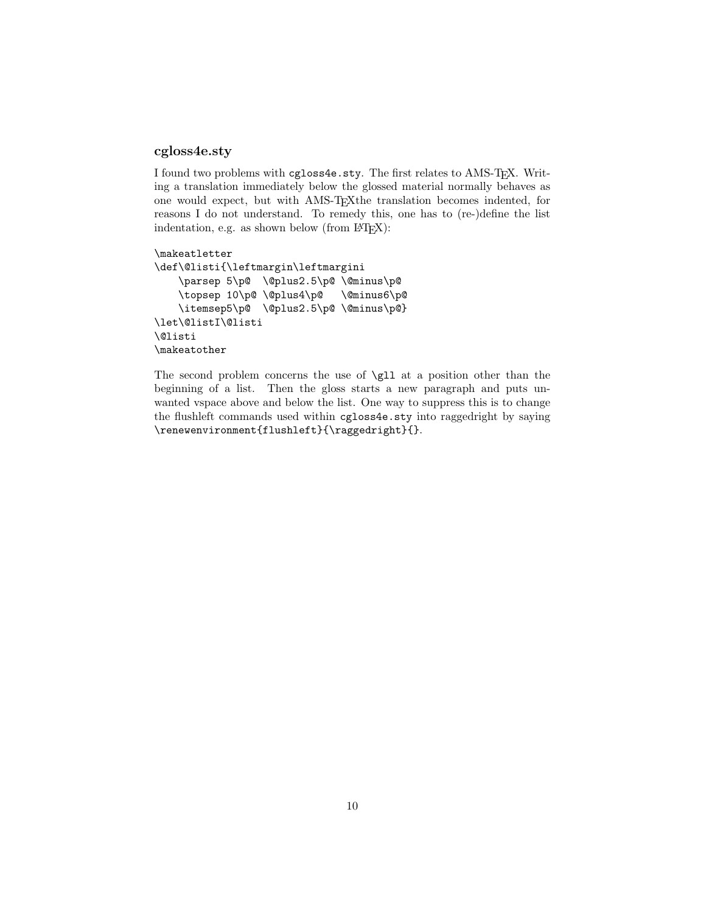### cgloss4e.sty

I found two problems with `cgloss4e.sty`. The first relates to AMS-TEX. Writing a translation immediately below the glossed material normally behaves as one would expect, but with AMS-TEXthe translation becomes indented, for reasons I do not understand. To remedy this, one has to (re-)define the list indentation, e.g. as shown below (from LATEX):

```
\makeatletter
\def\@listi{\leftmargin\leftmargini
    \parsep 5\p@  \@plus2.5\p@ \@minus\p@
    \topsep 10\p@ \@plus4\p@   \@minus6\p@
    \itemsep5\p@  \@plus2.5\p@ \@minus\p@}
\let\@listI\@listi
\@listi
\makeatother
```

The second problem concerns the use of `\gll` at a position other than the beginning of a list. Then the gloss starts a new paragraph and puts unwanted vspace above and below the list. One way to suppress this is to change the flushleft commands used within `cgloss4e.sty` into raggedright by saying `\renewenvironment{flushleft}{\raggedright}{}`.